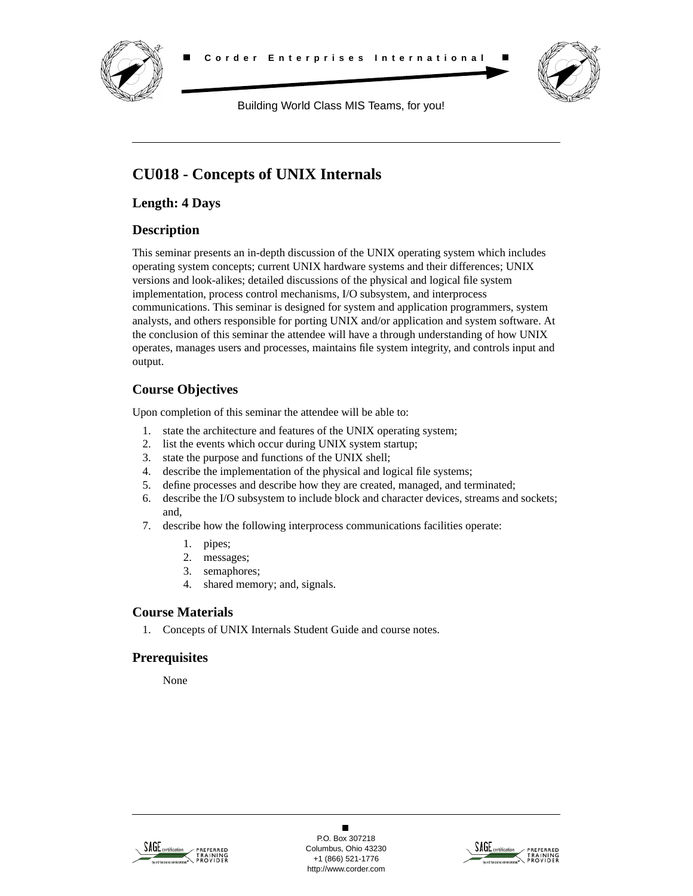■ Corder Enterprises International ■

Building World Class MIS Teams, for you!

# CU018 - Concepts of UNIX Internals

## Length: 4 Days

## Description

This seminar presents an in-depth discussion of the UNIX operating system which includes operating system concepts; current UNIX hardware systems and their differences; UNIX versions and look-alikes; detailed discussions of the physical and logical file system implementation, process control mechanisms, I/O subsystem, and interprocess communications. This seminar is designed for system and application programmers, system analysts, and others responsible for porting UNIX and/or application and system software. At the conclusion of this seminar the attendee will have a through understanding of how UNIX operates, manages users and processes, maintains file system integrity, and controls input and output.

## Course Objectives

Upon completion of this seminar the attendee will be able to:

1. state the architecture and features of the UNIX operating system;
2. list the events which occur during UNIX system startup;
3. state the purpose and functions of the UNIX shell;
4. describe the implementation of the physical and logical file systems;
5. define processes and describe how they are created, managed, and terminated;
6. describe the I/O subsystem to include block and character devices, streams and sockets; and,
7. describe how the following interprocess communications facilities operate:
    1. pipes;
    2. messages;
    3. semaphores;
    4. shared memory; and, signals.

## Course Materials

1. Concepts of UNIX Internals Student Guide and course notes.

## Prerequisites

None

P.O. Box 307218
Columbus, Ohio 43230
+1 (866) 521-1776
http://www.corder.com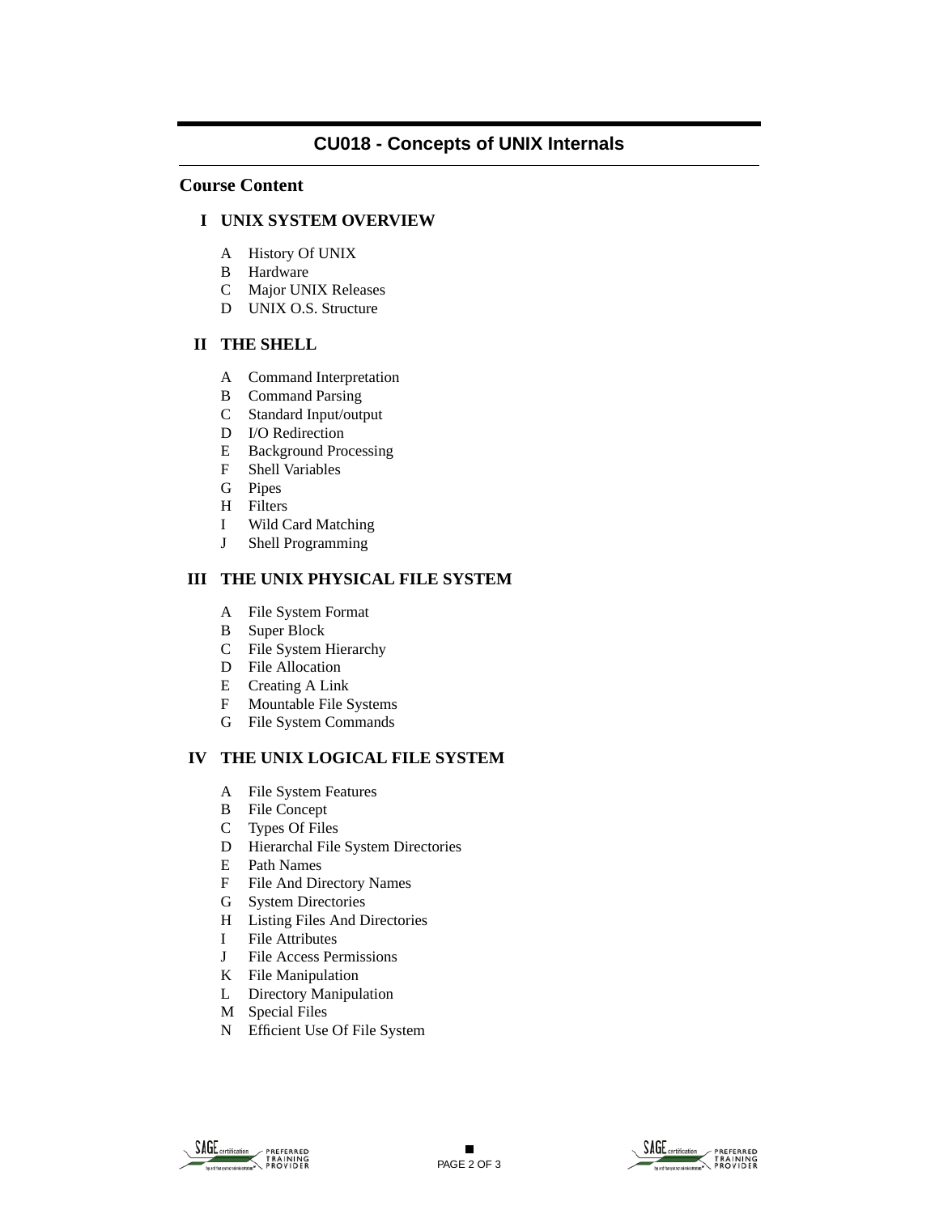# CU018 - Concepts of UNIX Internals

## Course Content

### I UNIX SYSTEM OVERVIEW

- A History Of UNIX
- B Hardware
- C Major UNIX Releases
- D UNIX O.S. Structure

### II THE SHELL

- A Command Interpretation
- B Command Parsing
- C Standard Input/output
- D I/O Redirection
- E Background Processing
- F Shell Variables
- G Pipes
- H Filters
- I Wild Card Matching
- J Shell Programming

### III THE UNIX PHYSICAL FILE SYSTEM

- A File System Format
- B Super Block
- C File System Hierarchy
- D File Allocation
- E Creating A Link
- F Mountable File Systems
- G File System Commands

### IV THE UNIX LOGICAL FILE SYSTEM

- A File System Features
- B File Concept
- C Types Of Files
- D Hierarchal File System Directories
- E Path Names
- F File And Directory Names
- G System Directories
- H Listing Files And Directories
- I File Attributes
- J File Access Permissions
- K File Manipulation
- L Directory Manipulation
- M Special Files
- N Efficient Use Of File System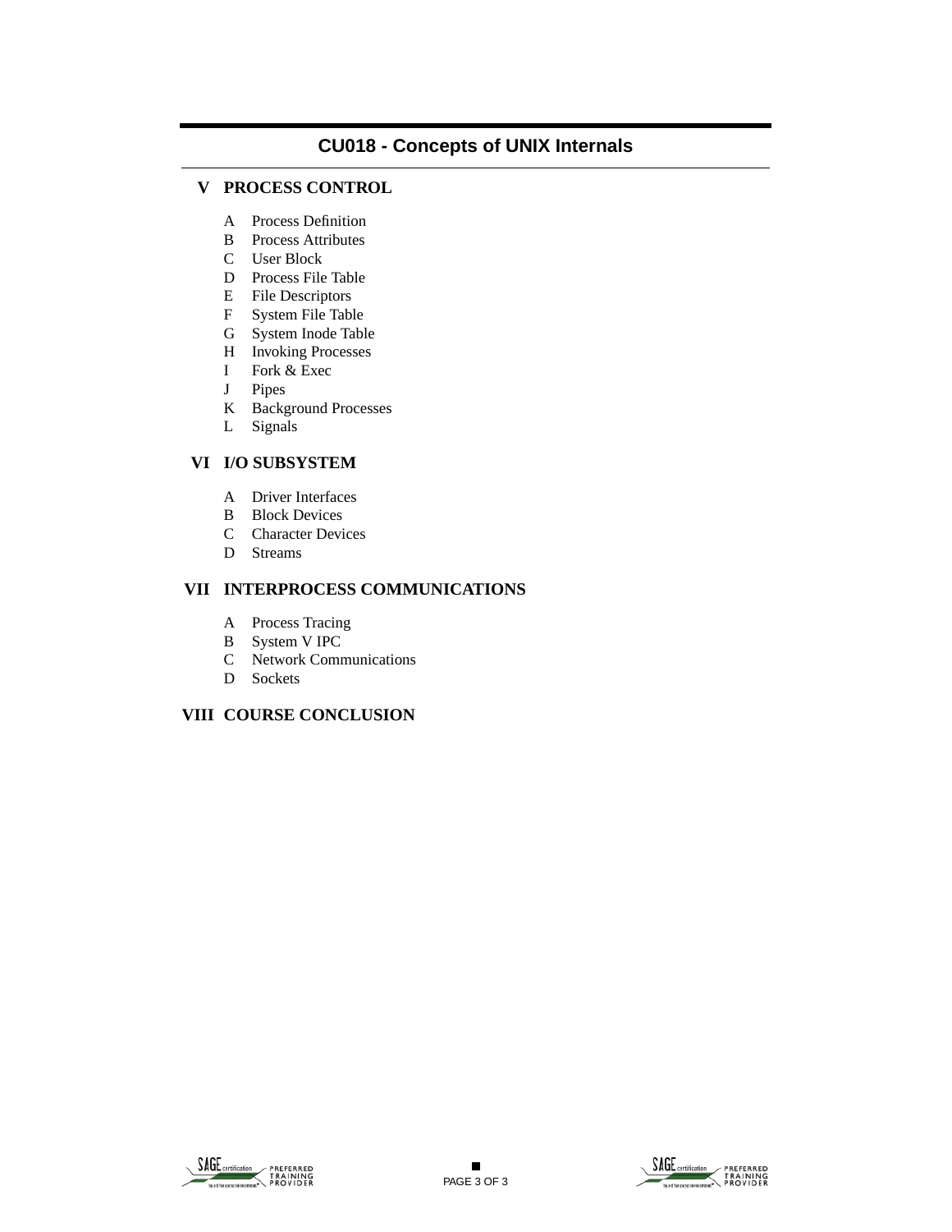# CU018 - Concepts of UNIX Internals

## V PROCESS CONTROL

- A Process Definition
- B Process Attributes
- C User Block
- D Process File Table
- E File Descriptors
- F System File Table
- G System Inode Table
- H Invoking Processes
- I Fork & Exec
- J Pipes
- K Background Processes
- L Signals

## VI I/O SUBSYSTEM

- A Driver Interfaces
- B Block Devices
- C Character Devices
- D Streams

## VII INTERPROCESS COMMUNICATIONS

- A Process Tracing
- B System V IPC
- C Network Communications
- D Sockets

## VIII COURSE CONCLUSION